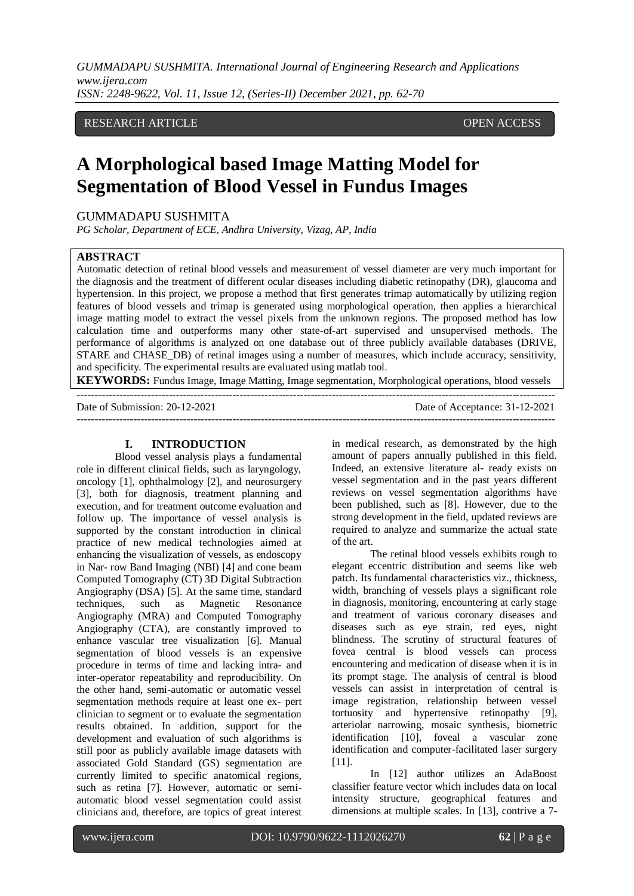RESEARCH ARTICLE OPEN ACCESS

# A Morphological based Image Matting Model for Segmentation of Blood Vessel in Fundus Images

GUMMADAPU SUSHMITA

*PG Scholar, Department of ECE, Andhra University, Vizag, AP, India*

## ABSTRACT

Automatic detection of retinal blood vessels and measurement of vessel diameter are very much important for the diagnosis and the treatment of different ocular diseases including diabetic retinopathy (DR), glaucoma and hypertension. In this project, we propose a method that first generates trimap automatically by utilizing region features of blood vessels and trimap is generated using morphological operation, then applies a hierarchical image matting model to extract the vessel pixels from the unknown regions. The proposed method has low calculation time and outperforms many other state-of-art supervised and unsupervised methods. The performance of algorithms is analyzed on one database out of three publicly available databases (DRIVE, STARE and CHASE_DB) of retinal images using a number of measures, which include accuracy, sensitivity, and specificity. The experimental results are evaluated using matlab tool.

**KEYWORDS:** Fundus Image, Image Matting, Image segmentation, Morphological operations, blood vessels

---

Date of Submission: 20-12-2021 Date of Acceptance: 31-12-2021

---

## I. INTRODUCTION

Blood vessel analysis plays a fundamental role in different clinical fields, such as laryngology, oncology [1], ophthalmology [2], and neurosurgery [3], both for diagnosis, treatment planning and execution, and for treatment outcome evaluation and follow up. The importance of vessel analysis is supported by the constant introduction in clinical practice of new medical technologies aimed at enhancing the visualization of vessels, as endoscopy in Nar- row Band Imaging (NBI) [4] and cone beam Computed Tomography (CT) 3D Digital Subtraction Angiography (DSA) [5]. At the same time, standard techniques, such as Magnetic Resonance Angiography (MRA) and Computed Tomography Angiography (CTA), are constantly improved to enhance vascular tree visualization [6]. Manual segmentation of blood vessels is an expensive procedure in terms of time and lacking intra- and inter-operator repeatability and reproducibility. On the other hand, semi-automatic or automatic vessel segmentation methods require at least one ex- pert clinician to segment or to evaluate the segmentation results obtained. In addition, support for the development and evaluation of such algorithms is still poor as publicly available image datasets with associated Gold Standard (GS) segmentation are currently limited to specific anatomical regions, such as retina [7]. However, automatic or semi-automatic blood vessel segmentation could assist clinicians and, therefore, are topics of great interest in medical research, as demonstrated by the high amount of papers annually published in this field. Indeed, an extensive literature al- ready exists on vessel segmentation and in the past years different reviews on vessel segmentation algorithms have been published, such as [8]. However, due to the strong development in the field, updated reviews are required to analyze and summarize the actual state of the art.

The retinal blood vessels exhibits rough to elegant eccentric distribution and seems like web patch. Its fundamental characteristics viz., thickness, width, branching of vessels plays a significant role in diagnosis, monitoring, encountering at early stage and treatment of various coronary diseases and diseases such as eye strain, red eyes, night blindness. The scrutiny of structural features of fovea central is blood vessels can process encountering and medication of disease when it is in its prompt stage. The analysis of central is blood vessels can assist in interpretation of central is image registration, relationship between vessel tortuosity and hypertensive retinopathy [9], arteriolar narrowing, mosaic synthesis, biometric identification [10], foveal a vascular zone identification and computer-facilitated laser surgery [11].

In [12] author utilizes an AdaBoost classifier feature vector which includes data on local intensity structure, geographical features and dimensions at multiple scales. In [13], contrive a 7-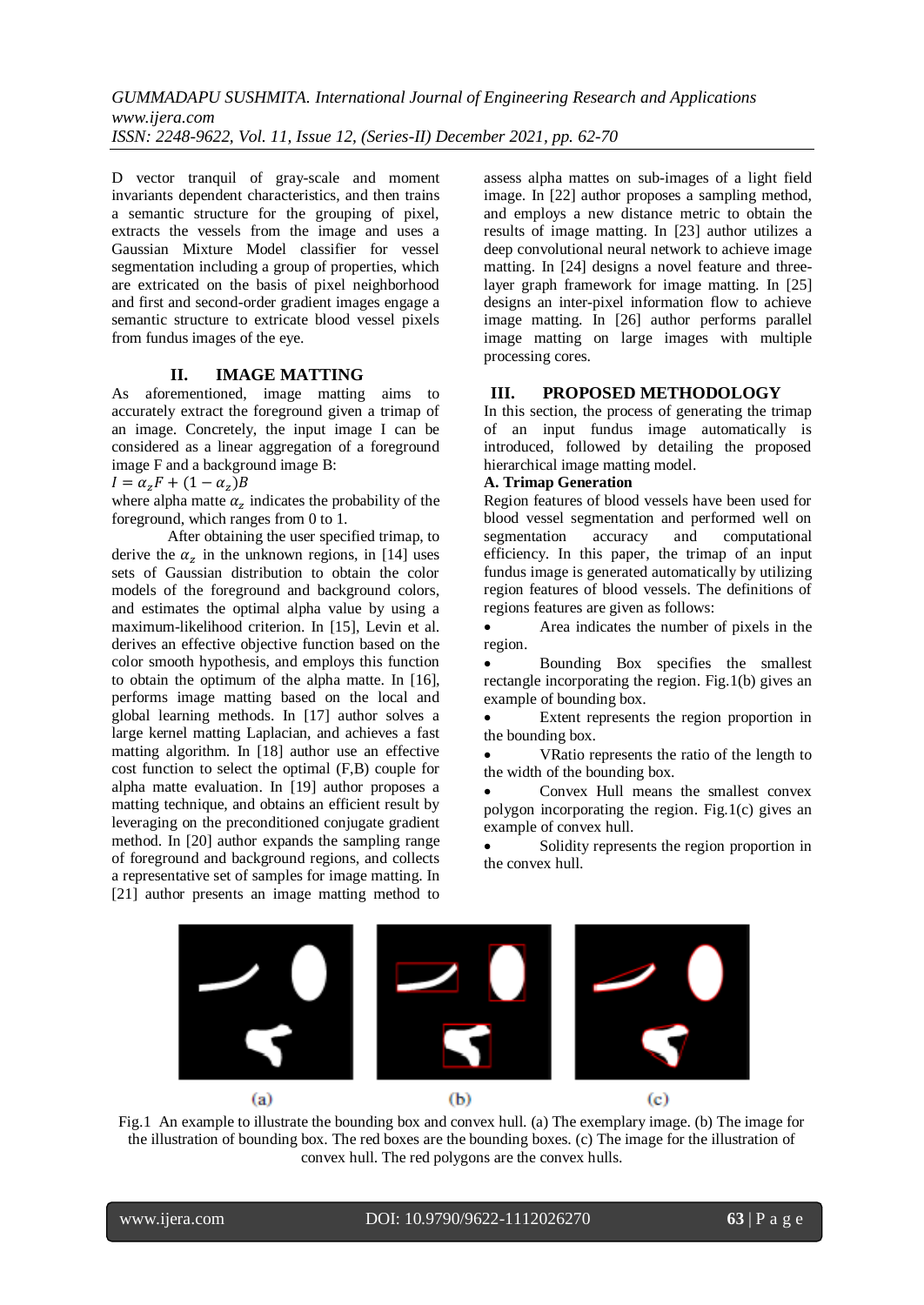D vector tranquil of gray-scale and moment invariants dependent characteristics, and then trains a semantic structure for the grouping of pixel, extracts the vessels from the image and uses a Gaussian Mixture Model classifier for vessel segmentation including a group of properties, which are extricated on the basis of pixel neighborhood and first and second-order gradient images engage a semantic structure to extricate blood vessel pixels from fundus images of the eye.

## II. IMAGE MATTING

As aforementioned, image matting aims to accurately extract the foreground given a trimap of an image. Concretely, the input image I can be considered as a linear aggregation of a foreground image F and a background image B:

$$I = \alpha_z F + (1 - \alpha_z) B$$

where alpha matte $\alpha_z$ indicates the probability of the foreground, which ranges from 0 to 1.

After obtaining the user specified trimap, to derive the $\alpha_z$ in the unknown regions, in [14] uses sets of Gaussian distribution to obtain the color models of the foreground and background colors, and estimates the optimal alpha value by using a maximum-likelihood criterion. In [15], Levin et al. derives an effective objective function based on the color smooth hypothesis, and employs this function to obtain the optimum of the alpha matte. In [16], performs image matting based on the local and global learning methods. In [17] author solves a large kernel matting Laplacian, and achieves a fast matting algorithm. In [18] author use an effective cost function to select the optimal (F,B) couple for alpha matte evaluation. In [19] author proposes a matting technique, and obtains an efficient result by leveraging on the preconditioned conjugate gradient method. In [20] author expands the sampling range of foreground and background regions, and collects a representative set of samples for image matting. In [21] author presents an image matting method to assess alpha mattes on sub-images of a light field image. In [22] author proposes a sampling method, and employs a new distance metric to obtain the results of image matting. In [23] author utilizes a deep convolutional neural network to achieve image matting. In [24] designs a novel feature and three-layer graph framework for image matting. In [25] designs an inter-pixel information flow to achieve image matting. In [26] author performs parallel image matting on large images with multiple processing cores.

## III. PROPOSED METHODOLOGY

In this section, the process of generating the trimap of an input fundus image automatically is introduced, followed by detailing the proposed hierarchical image matting model.

### A. Trimap Generation

Region features of blood vessels have been used for blood vessel segmentation and performed well on segmentation accuracy and computational efficiency. In this paper, the trimap of an input fundus image is generated automatically by utilizing region features of blood vessels. The definitions of regions features are given as follows:

- Area indicates the number of pixels in the region.
- Bounding Box specifies the smallest rectangle incorporating the region. Fig.1(b) gives an example of bounding box.
- Extent represents the region proportion in the bounding box.
- VRatio represents the ratio of the length to the width of the bounding box.
- Convex Hull means the smallest convex polygon incorporating the region. Fig.1(c) gives an example of convex hull.
- Solidity represents the region proportion in the convex hull.

(a) (b) (c)

Fig.1 An example to illustrate the bounding box and convex hull. (a) The exemplary image. (b) The image for the illustration of bounding box. The red boxes are the bounding boxes. (c) The image for the illustration of convex hull. The red polygons are the convex hulls.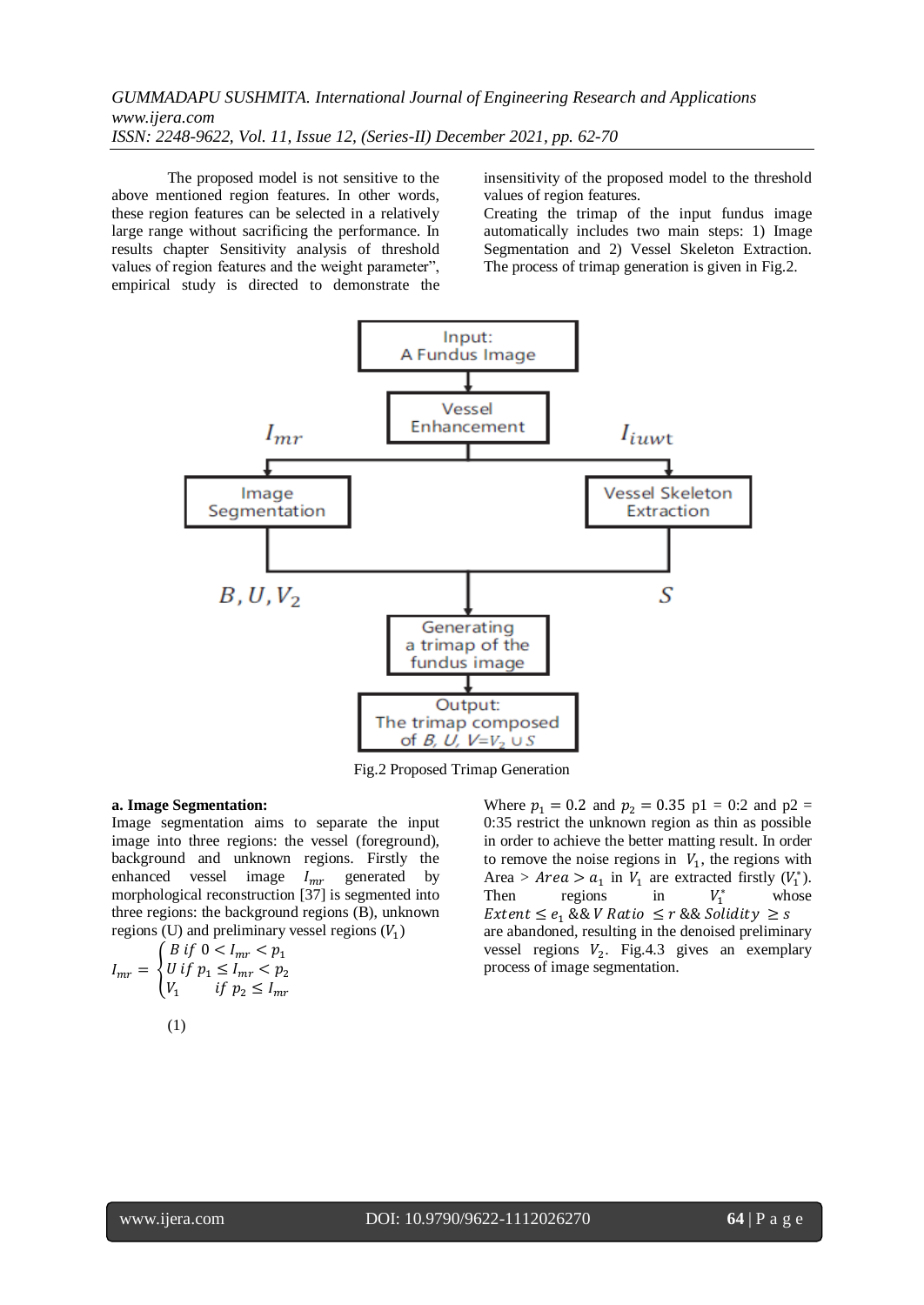The proposed model is not sensitive to the above mentioned region features. In other words, these region features can be selected in a relatively large range without sacrificing the performance. In results chapter Sensitivity analysis of threshold values of region features and the weight parameter", empirical study is directed to demonstrate the insensitivity of the proposed model to the threshold values of region features.

Creating the trimap of the input fundus image automatically includes two main steps: 1) Image Segmentation and 2) Vessel Skeleton Extraction. The process of trimap generation is given in Fig.2.

Fig.2 Proposed Trimap Generation

**a. Image Segmentation:**

Image segmentation aims to separate the input image into three regions: the vessel (foreground), background and unknown regions. Firstly the enhanced vessel image $I_{mr}$ generated by morphological reconstruction [37] is segmented into three regions: the background regions (B), unknown regions (U) and preliminary vessel regions ($V_1$)

$$I_{mr} = \begin{cases} B \ if \ 0 < I_{mr} < p_1 \\ U \ if \ p_1 \leq I_{mr} < p_2 \\ V_1 \quad if \ p_2 \leq I_{mr} \end{cases}$$

(1)

Where $p_1 = 0.2$ and $p_2 = 0.35$ p1 = 0:2 and p2 = 0:35 restrict the unknown region as thin as possible in order to achieve the better matting result. In order to remove the noise regions in $V_1$, the regions with Area > $Area > a_1$ in $V_1$ are extracted firstly ($V_1^*$). Then regions in $V_1^*$ whose $Extent \leq e_1$ && $V\ Ratio \leq r$ && $Solidity \geq s$ are abandoned, resulting in the denoised preliminary vessel regions $V_2$. Fig.4.3 gives an exemplary process of image segmentation.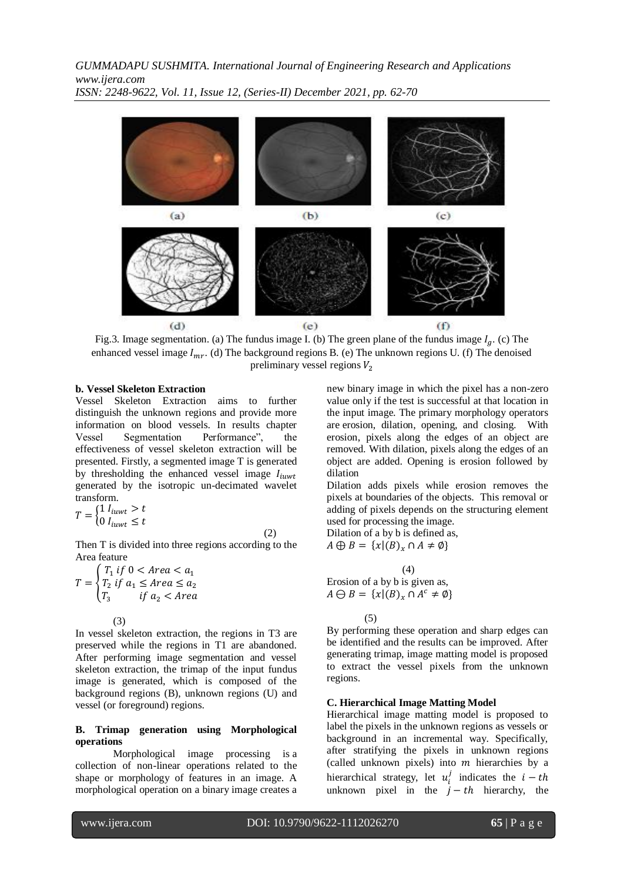Fig.3. Image segmentation. (a) The fundus image I. (b) The green plane of the fundus image $I_g$. (c) The enhanced vessel image $I_{mr}$. (d) The background regions B. (e) The unknown regions U. (f) The denoised preliminary vessel regions $V_2$

**b. Vessel Skeleton Extraction**

Vessel Skeleton Extraction aims to further distinguish the unknown regions and provide more information on blood vessels. In results chapter Vessel Segmentation Performance", the effectiveness of vessel skeleton extraction will be presented. Firstly, a segmented image T is generated by thresholding the enhanced vessel image $I_{iuwt}$ generated by the isotropic un-decimated wavelet transform.

$$T = \begin{cases} 1 \; I_{iuwt} > t \\ 0 \; I_{iuwt} \leq t \end{cases} \quad (2)$$

Then T is divided into three regions according to the Area feature

$$T = \begin{cases} T_1 \; if \; 0 < Area < a_1 \\ T_2 \; if \; a_1 \leq Area \leq a_2 \\ T_3 \quad\quad if \; a_2 < Area \end{cases} \quad (3)$$

In vessel skeleton extraction, the regions in T3 are preserved while the regions in T1 are abandoned. After performing image segmentation and vessel skeleton extraction, the trimap of the input fundus image is generated, which is composed of the background regions (B), unknown regions (U) and vessel (or foreground) regions.

## B. Trimap generation using Morphological operations

Morphological image processing is a collection of non-linear operations related to the shape or morphology of features in an image. A morphological operation on a binary image creates a new binary image in which the pixel has a non-zero value only if the test is successful at that location in the input image. The primary morphology operators are erosion, dilation, opening, and closing. With erosion, pixels along the edges of an object are removed. With dilation, pixels along the edges of an object are added. Opening is erosion followed by dilation

Dilation adds pixels while erosion removes the pixels at boundaries of the objects. This removal or adding of pixels depends on the structuring element used for processing the image.

Dilation of a by b is defined as,

$$A \oplus B = \{x | (B)_x \cap A \neq \emptyset\} \quad (4)$$

Erosion of a by b is given as,

$$A \ominus B = \{x | (B)_x \cap A^c \neq \emptyset\} \quad (5)$$

By performing these operation and sharp edges can be identified and the results can be improved. After generating trimap, image matting model is proposed to extract the vessel pixels from the unknown regions.

## C. Hierarchical Image Matting Model

Hierarchical image matting model is proposed to label the pixels in the unknown regions as vessels or background in an incremental way. Specifically, after stratifying the pixels in unknown regions (called unknown pixels) into $m$ hierarchies by a hierarchical strategy, let $u_i^j$ indicates the $i-th$ unknown pixel in the $j-th$ hierarchy, the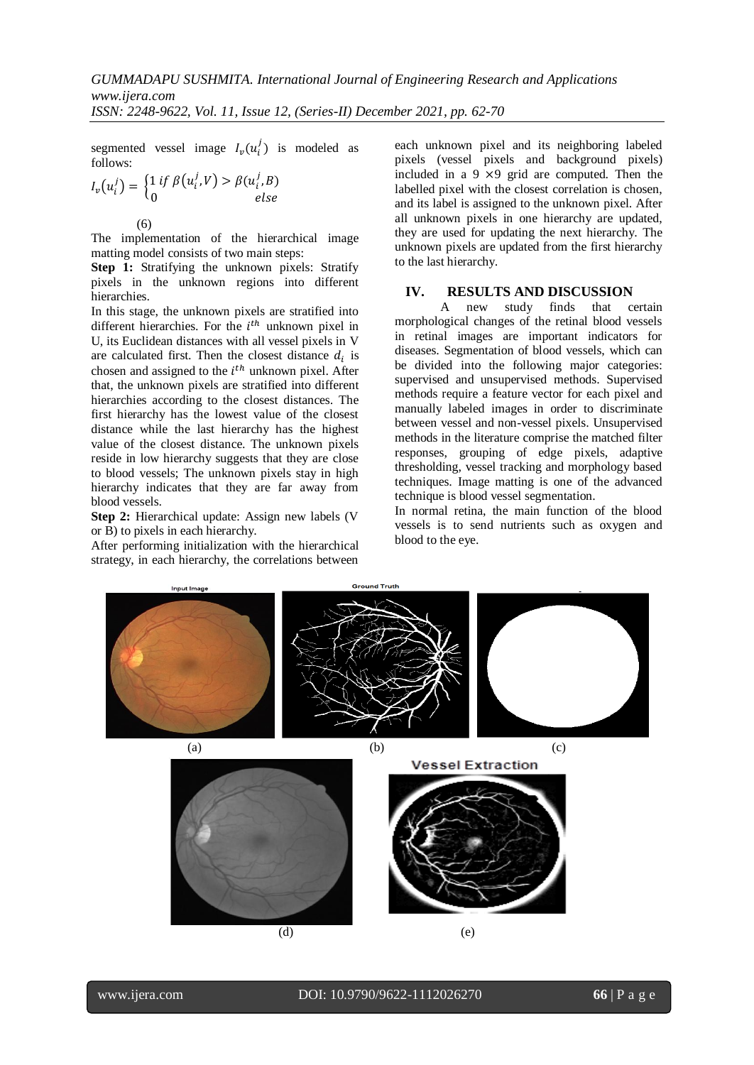segmented vessel image $I_v(u_i^j)$ is modeled as follows:

$$I_v(u_i^j) = \begin{cases} 1 \; if \; \beta(u_i^j, V) > \beta(u_i^j, B) \\ 0 \quad\quad\quad\quad\quad\quad\quad else \end{cases} \quad (6)$$

The implementation of the hierarchical image matting model consists of two main steps:

**Step 1:** Stratifying the unknown pixels: Stratify pixels in the unknown regions into different hierarchies.

In this stage, the unknown pixels are stratified into different hierarchies. For the $i^{th}$ unknown pixel in U, its Euclidean distances with all vessel pixels in V are calculated first. Then the closest distance $d_i$ is chosen and assigned to the $i^{th}$ unknown pixel. After that, the unknown pixels are stratified into different hierarchies according to the closest distances. The first hierarchy has the lowest value of the closest distance while the last hierarchy has the highest value of the closest distance. The unknown pixels reside in low hierarchy suggests that they are close to blood vessels; The unknown pixels stay in high hierarchy indicates that they are far away from blood vessels.

**Step 2:** Hierarchical update: Assign new labels (V or B) to pixels in each hierarchy.

After performing initialization with the hierarchical strategy, in each hierarchy, the correlations between each unknown pixel and its neighboring labeled pixels (vessel pixels and background pixels) included in a 9 ×9 grid are computed. Then the labelled pixel with the closest correlation is chosen, and its label is assigned to the unknown pixel. After all unknown pixels in one hierarchy are updated, they are used for updating the next hierarchy. The unknown pixels are updated from the first hierarchy to the last hierarchy.

## IV. RESULTS AND DISCUSSION

A new study finds that certain morphological changes of the retinal blood vessels in retinal images are important indicators for diseases. Segmentation of blood vessels, which can be divided into the following major categories: supervised and unsupervised methods. Supervised methods require a feature vector for each pixel and manually labeled images in order to discriminate between vessel and non-vessel pixels. Unsupervised methods in the literature comprise the matched filter responses, grouping of edge pixels, adaptive thresholding, vessel tracking and morphology based techniques. Image matting is one of the advanced technique is blood vessel segmentation.

In normal retina, the main function of the blood vessels is to send nutrients such as oxygen and blood to the eye.

Input Image (a) Ground Truth (b) (c)

(d) Vessel Extraction (e)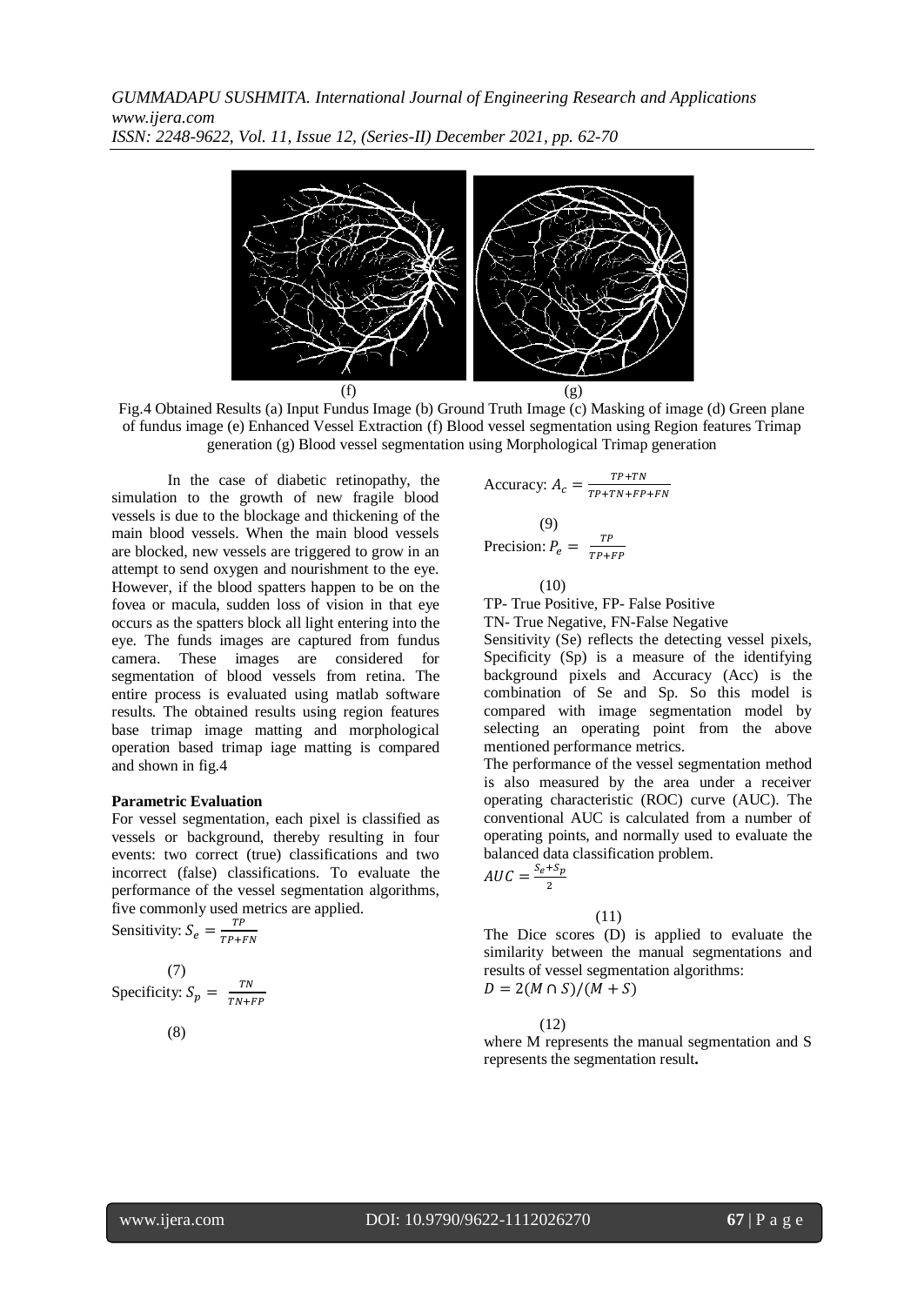(f) (g)

Fig.4 Obtained Results (a) Input Fundus Image (b) Ground Truth Image (c) Masking of image (d) Green plane of fundus image (e) Enhanced Vessel Extraction (f) Blood vessel segmentation using Region features Trimap generation (g) Blood vessel segmentation using Morphological Trimap generation

In the case of diabetic retinopathy, the simulation to the growth of new fragile blood vessels is due to the blockage and thickening of the main blood vessels. When the main blood vessels are blocked, new vessels are triggered to grow in an attempt to send oxygen and nourishment to the eye. However, if the blood spatters happen to be on the fovea or macula, sudden loss of vision in that eye occurs as the spatters block all light entering into the eye. The funds images are captured from fundus camera. These images are considered for segmentation of blood vessels from retina. The entire process is evaluated using matlab software results. The obtained results using region features base trimap image matting and morphological operation based trimap iage matting is compared and shown in fig.4

**Parametric Evaluation**

For vessel segmentation, each pixel is classified as vessels or background, thereby resulting in four events: two correct (true) classifications and two incorrect (false) classifications. To evaluate the performance of the vessel segmentation algorithms, five commonly used metrics are applied.

Sensitivity: $S_e = \frac{TP}{TP+FN}$ (7)

Specificity: $S_p = \frac{TN}{TN+FP}$ (8)

Accuracy: $A_c = \frac{TP+TN}{TP+TN+FP+FN}$ (9)

Precision: $P_e = \frac{TP}{TP+FP}$ (10)

TP- True Positive, FP- False Positive

TN- True Negative, FN-False Negative

Sensitivity (Se) reflects the detecting vessel pixels, Specificity (Sp) is a measure of the identifying background pixels and Accuracy (Acc) is the combination of Se and Sp. So this model is compared with image segmentation model by selecting an operating point from the above mentioned performance metrics.

The performance of the vessel segmentation method is also measured by the area under a receiver operating characteristic (ROC) curve (AUC). The conventional AUC is calculated from a number of operating points, and normally used to evaluate the balanced data classification problem.

$AUC = \frac{S_e+S_p}{2}$ (11)

The Dice scores (D) is applied to evaluate the similarity between the manual segmentations and results of vessel segmentation algorithms:

$D = 2(M \cap S)/(M + S)$ (12)

where M represents the manual segmentation and S represents the segmentation result**.**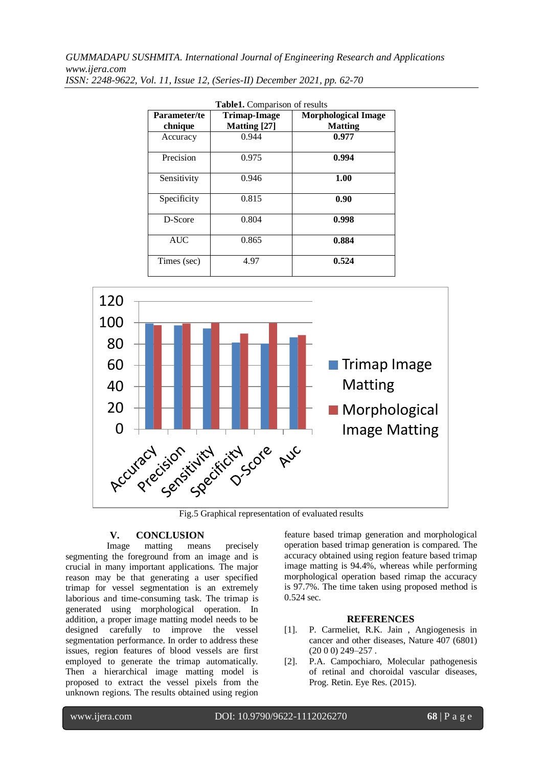**Table1.** Comparison of results

| Parameter/technique | Trimap-Image Matting [27] | Morphological Image Matting |
|---|---|---|
| Accuracy | 0.944 | **0.977** |
| Precision | 0.975 | **0.994** |
| Sensitivity | 0.946 | **1.00** |
| Specificity | 0.815 | **0.90** |
| D-Score | 0.804 | **0.998** |
| AUC | 0.865 | **0.884** |
| Times (sec) | 4.97 | **0.524** |

Fig.5 Graphical representation of evaluated results

## V. CONCLUSION

Image matting means precisely segmenting the foreground from an image and is crucial in many important applications. The major reason may be that generating a user specified trimap for vessel segmentation is an extremely laborious and time-consuming task. The trimap is generated using morphological operation. In addition, a proper image matting model needs to be designed carefully to improve the vessel segmentation performance. In order to address these issues, region features of blood vessels are first employed to generate the trimap automatically. Then a hierarchical image matting model is proposed to extract the vessel pixels from the unknown regions. The results obtained using region feature based trimap generation and morphological operation based trimap generation is compared. The accuracy obtained using region feature based trimap image matting is 94.4%, whereas while performing morphological operation based rimap the accuracy is 97.7%. The time taken using proposed method is 0.524 sec.

## REFERENCES

[1]. P. Carmeliet, R.K. Jain , Angiogenesis in cancer and other diseases, Nature 407 (6801) (20 0 0) 249–257 .

[2]. P.A. Campochiaro, Molecular pathogenesis of retinal and choroidal vascular diseases, Prog. Retin. Eye Res. (2015).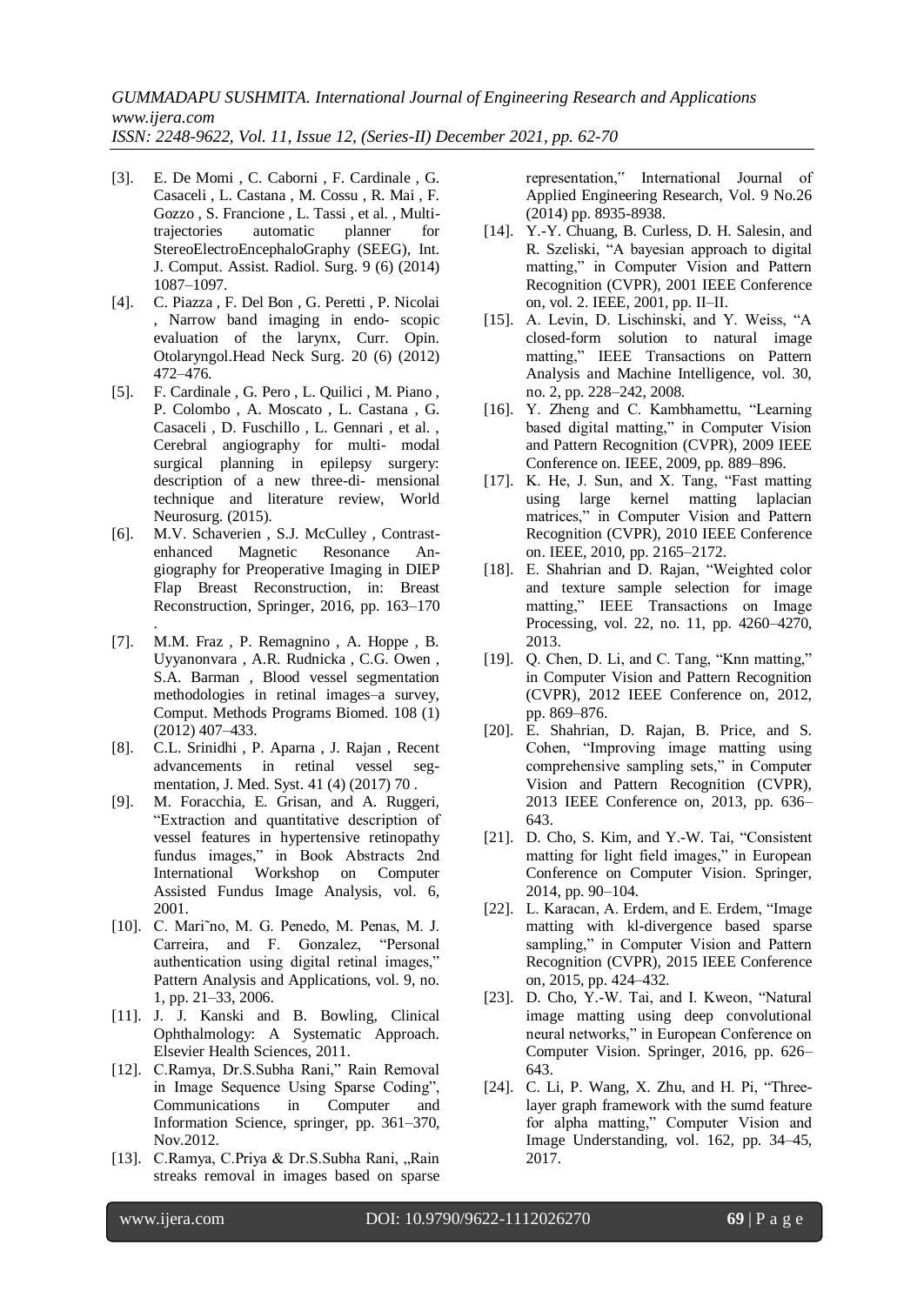- [3]. E. De Momi , C. Caborni , F. Cardinale , G. Casaceli , L. Castana , M. Cossu , R. Mai , F. Gozzo , S. Francione , L. Tassi , et al. , Multi-trajectories automatic planner for StereoElectroEncephaloGraphy (SEEG), Int. J. Comput. Assist. Radiol. Surg. 9 (6) (2014) 1087–1097.
- [4]. C. Piazza , F. Del Bon , G. Peretti , P. Nicolai , Narrow band imaging in endo- scopic evaluation of the larynx, Curr. Opin. Otolaryngol.Head Neck Surg. 20 (6) (2012) 472–476.
- [5]. F. Cardinale , G. Pero , L. Quilici , M. Piano , P. Colombo , A. Moscato , L. Castana , G. Casaceli , D. Fuschillo , L. Gennari , et al. , Cerebral angiography for multi- modal surgical planning in epilepsy surgery: description of a new three-di- mensional technique and literature review, World Neurosurg. (2015).
- [6]. M.V. Schaverien , S.J. McCulley , Contrast-enhanced Magnetic Resonance An- giography for Preoperative Imaging in DIEP Flap Breast Reconstruction, in: Breast Reconstruction, Springer, 2016, pp. 163–170 .
- [7]. M.M. Fraz , P. Remagnino , A. Hoppe , B. Uyyanonvara , A.R. Rudnicka , C.G. Owen , S.A. Barman , Blood vessel segmentation methodologies in retinal images–a survey, Comput. Methods Programs Biomed. 108 (1) (2012) 407–433.
- [8]. C.L. Srinidhi , P. Aparna , J. Rajan , Recent advancements in retinal vessel seg- mentation, J. Med. Syst. 41 (4) (2017) 70 .
- [9]. M. Foracchia, E. Grisan, and A. Ruggeri, "Extraction and quantitative description of vessel features in hypertensive retinopathy fundus images," in Book Abstracts 2nd International Workshop on Computer Assisted Fundus Image Analysis, vol. 6, 2001.
- [10]. C. Mari˜no, M. G. Penedo, M. Penas, M. J. Carreira, and F. Gonzalez, "Personal authentication using digital retinal images," Pattern Analysis and Applications, vol. 9, no. 1, pp. 21–33, 2006.
- [11]. J. J. Kanski and B. Bowling, Clinical Ophthalmology: A Systematic Approach. Elsevier Health Sciences, 2011.
- [12]. C.Ramya, Dr.S.Subha Rani," Rain Removal in Image Sequence Using Sparse Coding", Communications in Computer and Information Science, springer, pp. 361–370, Nov.2012.
- [13]. C.Ramya, C.Priya & Dr.S.Subha Rani, „Rain streaks removal in images based on sparse representation," International Journal of Applied Engineering Research, Vol. 9 No.26 (2014) pp. 8935-8938.
- [14]. Y.-Y. Chuang, B. Curless, D. H. Salesin, and R. Szeliski, "A bayesian approach to digital matting," in Computer Vision and Pattern Recognition (CVPR), 2001 IEEE Conference on, vol. 2. IEEE, 2001, pp. II–II.
- [15]. A. Levin, D. Lischinski, and Y. Weiss, "A closed-form solution to natural image matting," IEEE Transactions on Pattern Analysis and Machine Intelligence, vol. 30, no. 2, pp. 228–242, 2008.
- [16]. Y. Zheng and C. Kambhamettu, "Learning based digital matting," in Computer Vision and Pattern Recognition (CVPR), 2009 IEEE Conference on. IEEE, 2009, pp. 889–896.
- [17]. K. He, J. Sun, and X. Tang, "Fast matting using large kernel matting laplacian matrices," in Computer Vision and Pattern Recognition (CVPR), 2010 IEEE Conference on. IEEE, 2010, pp. 2165–2172.
- [18]. E. Shahrian and D. Rajan, "Weighted color and texture sample selection for image matting," IEEE Transactions on Image Processing, vol. 22, no. 11, pp. 4260–4270, 2013.
- [19]. Q. Chen, D. Li, and C. Tang, "Knn matting," in Computer Vision and Pattern Recognition (CVPR), 2012 IEEE Conference on, 2012, pp. 869–876.
- [20]. E. Shahrian, D. Rajan, B. Price, and S. Cohen, "Improving image matting using comprehensive sampling sets," in Computer Vision and Pattern Recognition (CVPR), 2013 IEEE Conference on, 2013, pp. 636–643.
- [21]. D. Cho, S. Kim, and Y.-W. Tai, "Consistent matting for light field images," in European Conference on Computer Vision. Springer, 2014, pp. 90–104.
- [22]. L. Karacan, A. Erdem, and E. Erdem, "Image matting with kl-divergence based sparse sampling," in Computer Vision and Pattern Recognition (CVPR), 2015 IEEE Conference on, 2015, pp. 424–432.
- [23]. D. Cho, Y.-W. Tai, and I. Kweon, "Natural image matting using deep convolutional neural networks," in European Conference on Computer Vision. Springer, 2016, pp. 626–643.
- [24]. C. Li, P. Wang, X. Zhu, and H. Pi, "Three-layer graph framework with the sumd feature for alpha matting," Computer Vision and Image Understanding, vol. 162, pp. 34–45, 2017.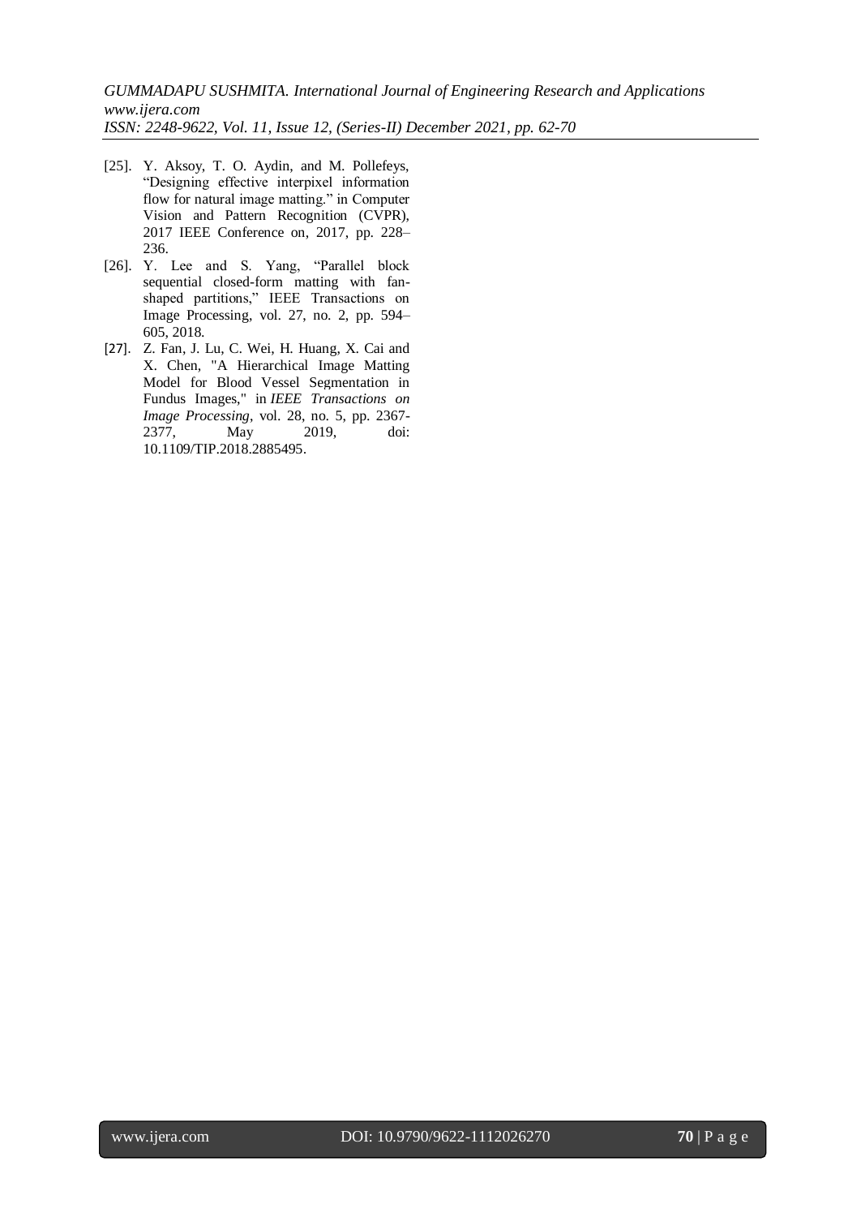[25]. Y. Aksoy, T. O. Aydin, and M. Pollefeys, "Designing effective interpixel information flow for natural image matting." in Computer Vision and Pattern Recognition (CVPR), 2017 IEEE Conference on, 2017, pp. 228–236.

[26]. Y. Lee and S. Yang, "Parallel block sequential closed-form matting with fan-shaped partitions," IEEE Transactions on Image Processing, vol. 27, no. 2, pp. 594–605, 2018.

[27]. Z. Fan, J. Lu, C. Wei, H. Huang, X. Cai and X. Chen, "A Hierarchical Image Matting Model for Blood Vessel Segmentation in Fundus Images," in *IEEE Transactions on Image Processing*, vol. 28, no. 5, pp. 2367-2377, May 2019, doi: 10.1109/TIP.2018.2885495.